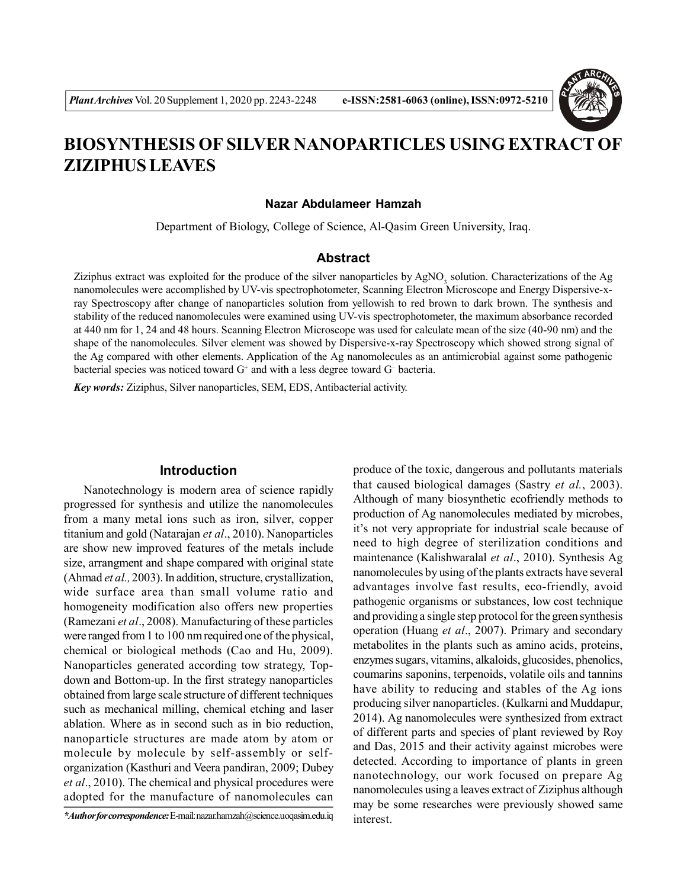# BIOSYNTHESIS OF SILVER NANOPARTICLES USING EXTRACT OF ZIZIPHUS LEAVES

**Nazar Abdulameer Hamzah**

Department of Biology, College of Science, Al-Qasim Green University, Iraq.

## Abstract

Ziziphus extract was exploited for the produce of the silver nanoparticles by $AgNO_3$ solution. Characterizations of the Ag nanomolecules were accomplished by UV-vis spectrophotometer, Scanning Electron Microscope and Energy Dispersive-x-ray Spectroscopy after change of nanoparticles solution from yellowish to red brown to dark brown. The synthesis and stability of the reduced nanomolecules were examined using UV-vis spectrophotometer, the maximum absorbance recorded at 440 nm for 1, 24 and 48 hours. Scanning Electron Microscope was used for calculate mean of the size (40-90 nm) and the shape of the nanomolecules. Silver element was showed by Dispersive-x-ray Spectroscopy which showed strong signal of the Ag compared with other elements. Application of the Ag nanomolecules as an antimicrobial against some pathogenic bacterial species was noticed toward $G^+$ and with a less degree toward $G^-$ bacteria.

***Key words:*** Ziziphus, Silver nanoparticles, SEM, EDS, Antibacterial activity.

## Introduction

Nanotechnology is modern area of science rapidly progressed for synthesis and utilize the nanomolecules from a many metal ions such as iron, silver, copper titanium and gold (Natarajan *et al*., 2010). Nanoparticles are show new improved features of the metals include size, arrangment and shape compared with original state (Ahmad *et al.,* 2003). In addition, structure, crystallization, wide surface area than small volume ratio and homogeneity modification also offers new properties (Ramezani *et al*., 2008). Manufacturing of these particles were ranged from 1 to 100 nm required one of the physical, chemical or biological methods (Cao and Hu, 2009). Nanoparticles generated according tow strategy, Top-down and Bottom-up. In the first strategy nanoparticles obtained from large scale structure of different techniques such as mechanical milling, chemical etching and laser ablation. Where as in second such as in bio reduction, nanoparticle structures are made atom by atom or molecule by molecule by self-assembly or self-organization (Kasthuri and Veera pandiran, 2009; Dubey *et al*., 2010). The chemical and physical procedures were adopted for the manufacture of nanomolecules can produce of the toxic, dangerous and pollutants materials that caused biological damages (Sastry *et al.*, 2003). Although of many biosynthetic ecofriendly methods to production of Ag nanomolecules mediated by microbes, it's not very appropriate for industrial scale because of need to high degree of sterilization conditions and maintenance (Kalishwaralal *et al*., 2010). Synthesis Ag nanomolecules by using of the plants extracts have several advantages involve fast results, eco-friendly, avoid pathogenic organisms or substances, low cost technique and providing a single step protocol for the green synthesis operation (Huang *et al*., 2007). Primary and secondary metabolites in the plants such as amino acids, proteins, enzymes sugars, vitamins, alkaloids, glucosides, phenolics, coumarins saponins, terpenoids, volatile oils and tannins have ability to reducing and stables of the Ag ions producing silver nanoparticles. (Kulkarni and Muddapur, 2014). Ag nanomolecules were synthesized from extract of different parts and species of plant reviewed by Roy and Das, 2015 and their activity against microbes were detected. According to importance of plants in green nanotechnology, our work focused on prepare Ag nanomolecules using a leaves extract of Ziziphus although may be some researches were previously showed same interest.

****Author for correspondence:*** E-mail: nazar.hamzah@science.uoqasim.edu.iq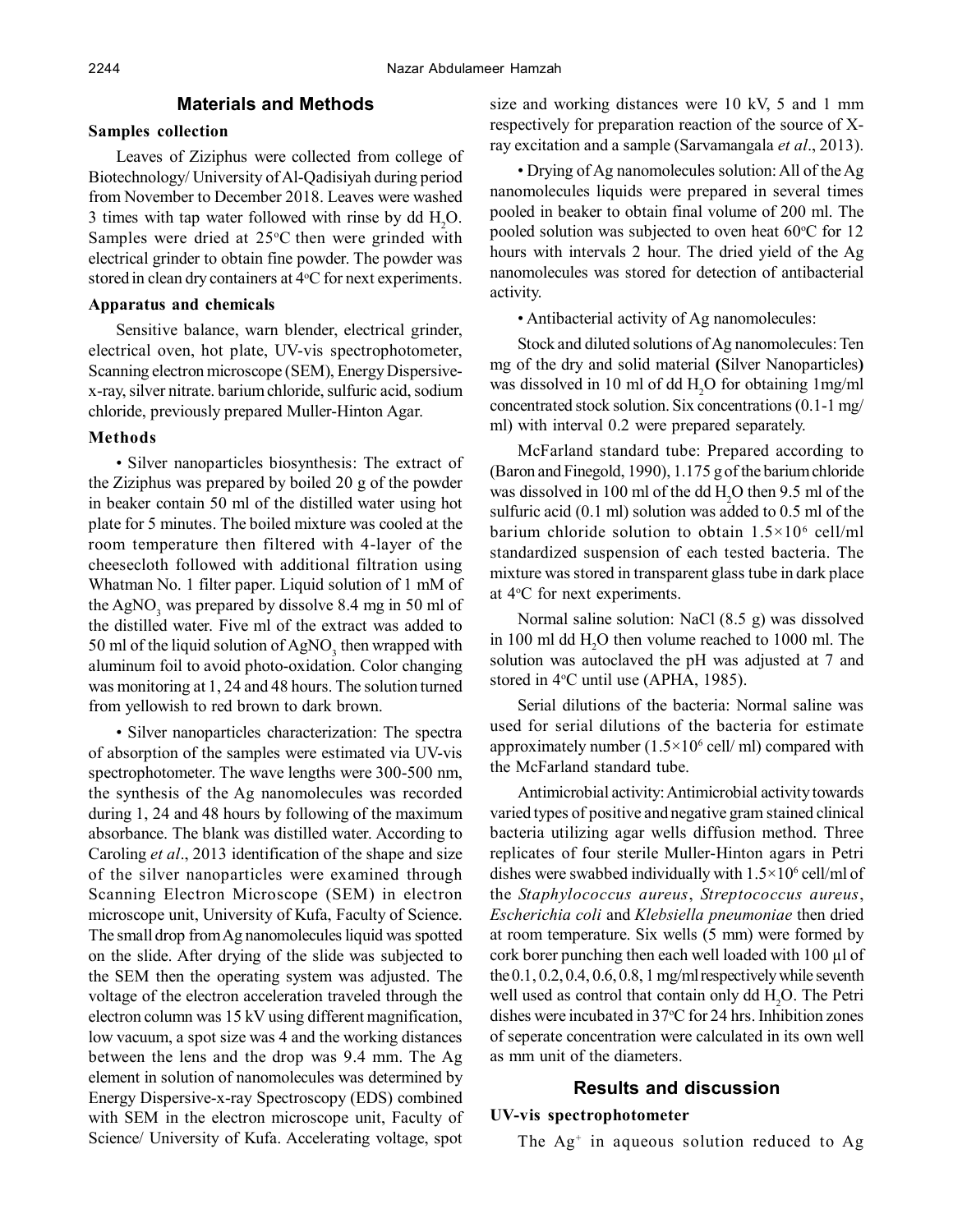## Materials and Methods

### Samples collection

Leaves of Ziziphus were collected from college of Biotechnology/ University of Al-Qadisiyah during period from November to December 2018. Leaves were washed 3 times with tap water followed with rinse by dd $H_2O$. Samples were dried at 25°C then were grinded with electrical grinder to obtain fine powder. The powder was stored in clean dry containers at 4°C for next experiments.

### Apparatus and chemicals

Sensitive balance, warn blender, electrical grinder, electrical oven, hot plate, UV-vis spectrophotometer, Scanning electron microscope (SEM), Energy Dispersive-x-ray, silver nitrate. barium chloride, sulfuric acid, sodium chloride, previously prepared Muller-Hinton Agar.

### Methods

• Silver nanoparticles biosynthesis: The extract of the Ziziphus was prepared by boiled 20 g of the powder in beaker contain 50 ml of the distilled water using hot plate for 5 minutes. The boiled mixture was cooled at the room temperature then filtered with 4-layer of the cheesecloth followed with additional filtration using Whatman No. 1 filter paper. Liquid solution of 1 mM of the $AgNO_3$ was prepared by dissolve 8.4 mg in 50 ml of the distilled water. Five ml of the extract was added to 50 ml of the liquid solution of $AgNO_3$ then wrapped with aluminum foil to avoid photo-oxidation. Color changing was monitoring at 1, 24 and 48 hours. The solution turned from yellowish to red brown to dark brown.

• Silver nanoparticles characterization: The spectra of absorption of the samples were estimated via UV-vis spectrophotometer. The wave lengths were 300-500 nm, the synthesis of the Ag nanomolecules was recorded during 1, 24 and 48 hours by following of the maximum absorbance. The blank was distilled water. According to Caroling *et al*., 2013 identification of the shape and size of the silver nanoparticles were examined through Scanning Electron Microscope (SEM) in electron microscope unit, University of Kufa, Faculty of Science. The small drop from Ag nanomolecules liquid was spotted on the slide. After drying of the slide was subjected to the SEM then the operating system was adjusted. The voltage of the electron acceleration traveled through the electron column was 15 kV using different magnification, low vacuum, a spot size was 4 and the working distances between the lens and the drop was 9.4 mm. The Ag element in solution of nanomolecules was determined by Energy Dispersive-x-ray Spectroscopy (EDS) combined with SEM in the electron microscope unit, Faculty of Science/ University of Kufa. Accelerating voltage, spot size and working distances were 10 kV, 5 and 1 mm respectively for preparation reaction of the source of X-ray excitation and a sample (Sarvamangala *et al*., 2013).

• Drying of Ag nanomolecules solution: All of the Ag nanomolecules liquids were prepared in several times pooled in beaker to obtain final volume of 200 ml. The pooled solution was subjected to oven heat 60°C for 12 hours with intervals 2 hour. The dried yield of the Ag nanomolecules was stored for detection of antibacterial activity.

• Antibacterial activity of Ag nanomolecules:

Stock and diluted solutions of Ag nanomolecules: Ten mg of the dry and solid material **(**Silver Nanoparticles**)** was dissolved in 10 ml of dd $H_2O$ for obtaining 1mg/ml concentrated stock solution. Six concentrations (0.1-1 mg/ml) with interval 0.2 were prepared separately.

McFarland standard tube: Prepared according to (Baron and Finegold, 1990), 1.175 g of the barium chloride was dissolved in 100 ml of the dd $H_2O$ then 9.5 ml of the sulfuric acid (0.1 ml) solution was added to 0.5 ml of the barium chloride solution to obtain $1.5\times10^6$ cell/ml standardized suspension of each tested bacteria. The mixture was stored in transparent glass tube in dark place at 4°C for next experiments.

Normal saline solution: NaCl (8.5 g) was dissolved in 100 ml dd $H_2O$ then volume reached to 1000 ml. The solution was autoclaved the pH was adjusted at 7 and stored in 4°C until use (APHA, 1985).

Serial dilutions of the bacteria: Normal saline was used for serial dilutions of the bacteria for estimate approximately number ($1.5\times10^6$ cell/ ml) compared with the McFarland standard tube.

Antimicrobial activity: Antimicrobial activity towards varied types of positive and negative gram stained clinical bacteria utilizing agar wells diffusion method. Three replicates of four sterile Muller-Hinton agars in Petri dishes were swabbed individually with $1.5\times10^6$ cell/ml of the *Staphylococcus aureus*, *Streptococcus aureus*, *Escherichia coli* and *Klebsiella pneumoniae* then dried at room temperature. Six wells (5 mm) were formed by cork borer punching then each well loaded with 100 µl of the 0.1, 0.2, 0.4, 0.6, 0.8, 1 mg/ml respectively while seventh well used as control that contain only dd $H_2O$. The Petri dishes were incubated in 37°C for 24 hrs. Inhibition zones of seperate concentration were calculated in its own well as mm unit of the diameters.

## Results and discussion

### UV-vis spectrophotometer

The $Ag^+$ in aqueous solution reduced to Ag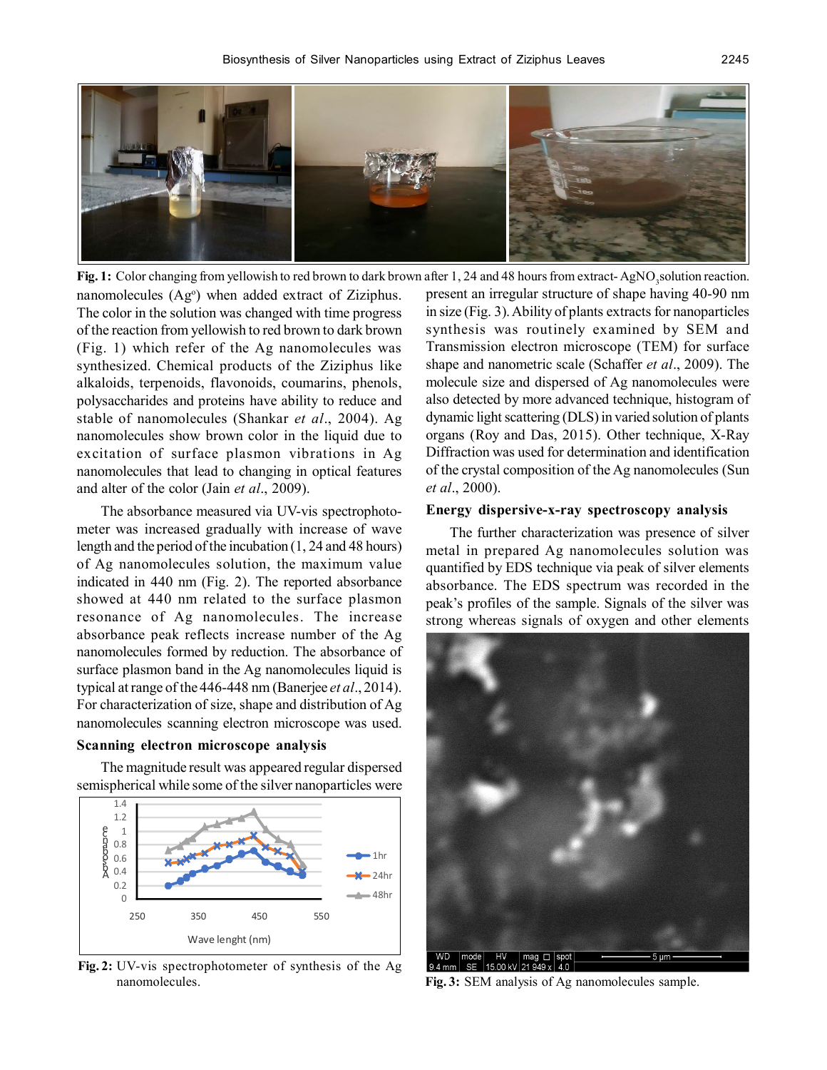Fig. 1: Color changing from yellowish to red brown to dark brown after 1, 24 and 48 hours from extract- $AgNO_3$ solution reaction.

nanomolecules ($Ag^o$) when added extract of Ziziphus. The color in the solution was changed with time progress of the reaction from yellowish to red brown to dark brown (Fig. 1) which refer of the Ag nanomolecules was synthesized. Chemical products of the Ziziphus like alkaloids, terpenoids, flavonoids, coumarins, phenols, polysaccharides and proteins have ability to reduce and stable of nanomolecules (Shankar *et al*., 2004). Ag nanomolecules show brown color in the liquid due to excitation of surface plasmon vibrations in Ag nanomolecules that lead to changing in optical features and alter of the color (Jain *et al*., 2009).

The absorbance measured via UV-vis spectrophotometer was increased gradually with increase of wave length and the period of the incubation (1, 24 and 48 hours) of Ag nanomolecules solution, the maximum value indicated in 440 nm (Fig. 2). The reported absorbance showed at 440 nm related to the surface plasmon resonance of Ag nanomolecules. The increase absorbance peak reflects increase number of the Ag nanomolecules formed by reduction. The absorbance of surface plasmon band in the Ag nanomolecules liquid is typical at range of the 446-448 nm (Banerjee *et al*., 2014). For characterization of size, shape and distribution of Ag nanomolecules scanning electron microscope was used.

**Scanning electron microscope analysis**

The magnitude result was appeared regular dispersed semispherical while some of the silver nanoparticles were present an irregular structure of shape having 40-90 nm in size (Fig. 3). Ability of plants extracts for nanoparticles synthesis was routinely examined by SEM and Transmission electron microscope (TEM) for surface shape and nanometric scale (Schaffer *et al*., 2009). The molecule size and dispersed of Ag nanomolecules were also detected by more advanced technique, histogram of dynamic light scattering (DLS) in varied solution of plants organs (Roy and Das, 2015). Other technique, X-Ray Diffraction was used for determination and identification of the crystal composition of the Ag nanomolecules (Sun *et al*., 2000).

Fig. 2: UV-vis spectrophotometer of synthesis of the Ag nanomolecules.

**Energy dispersive-x-ray spectroscopy analysis**

The further characterization was presence of silver metal in prepared Ag nanomolecules solution was quantified by EDS technique via peak of silver elements absorbance. The EDS spectrum was recorded in the peak's profiles of the sample. Signals of the silver was strong whereas signals of oxygen and other elements

Fig. 3: SEM analysis of Ag nanomolecules sample.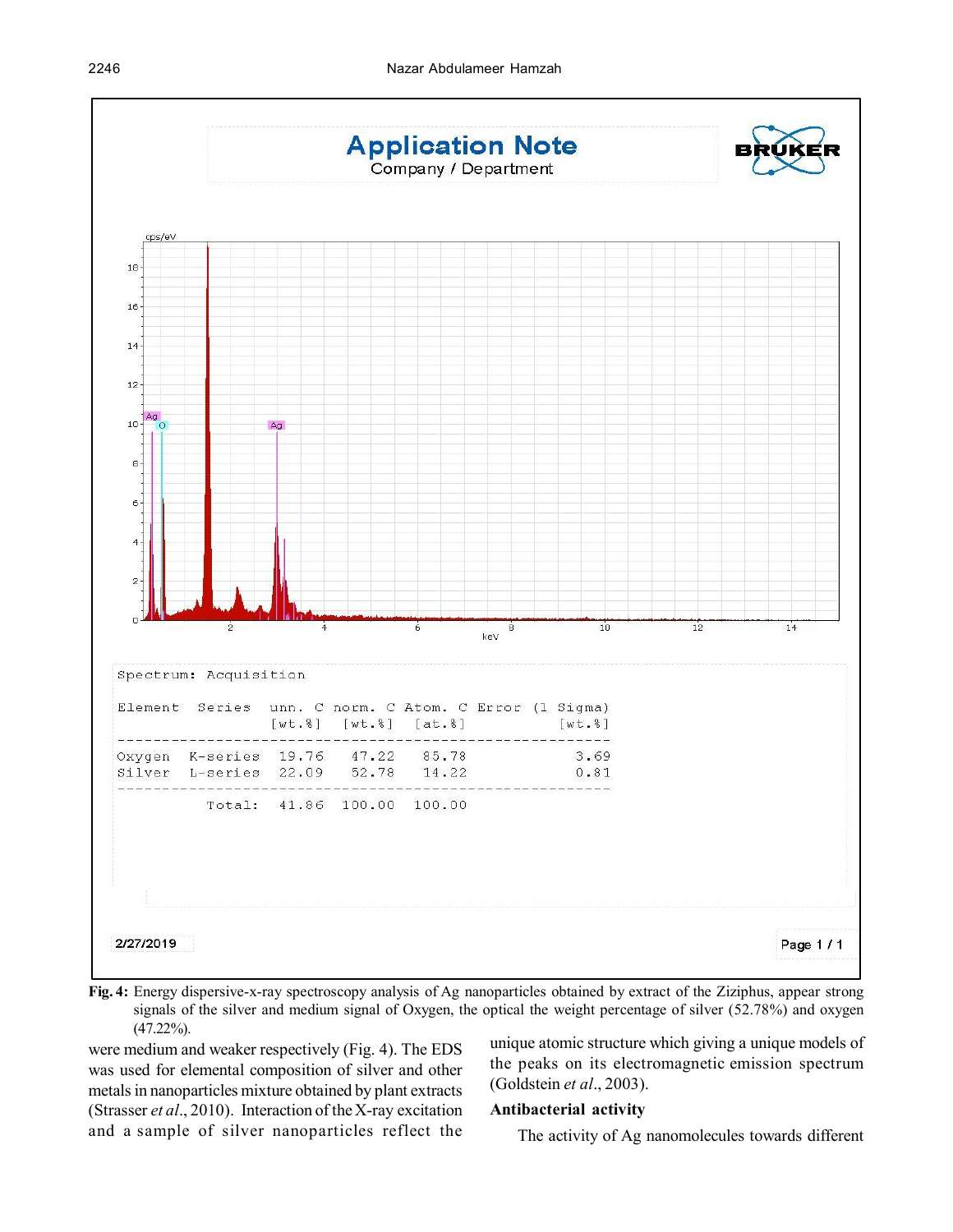**Application Note**
Company / Department

Spectrum: Acquisition

| Element | Series | unn. C [wt.%] | norm. C [wt.%] | Atom. C [at.%] | Error (1 Sigma) [wt.%] |
|---|---|---|---|---|---|
| Oxygen | K-series | 19.76 | 47.22 | 85.78 | 3.69 |
| Silver | L-series | 22.09 | 52.78 | 14.22 | 0.81 |
| | Total: | 41.86 | 100.00 | 100.00 | |

2/27/2019

**Fig. 4:** Energy dispersive-x-ray spectroscopy analysis of Ag nanoparticles obtained by extract of the Ziziphus, appear strong signals of the silver and medium signal of Oxygen, the optical the weight percentage of silver (52.78%) and oxygen (47.22%).

were medium and weaker respectively (Fig. 4). The EDS was used for elemental composition of silver and other metals in nanoparticles mixture obtained by plant extracts (Strasser *et al*., 2010). Interaction of the X-ray excitation and a sample of silver nanoparticles reflect the unique atomic structure which giving a unique models of the peaks on its electromagnetic emission spectrum (Goldstein *et al*., 2003).

**Antibacterial activity**

The activity of Ag nanomolecules towards different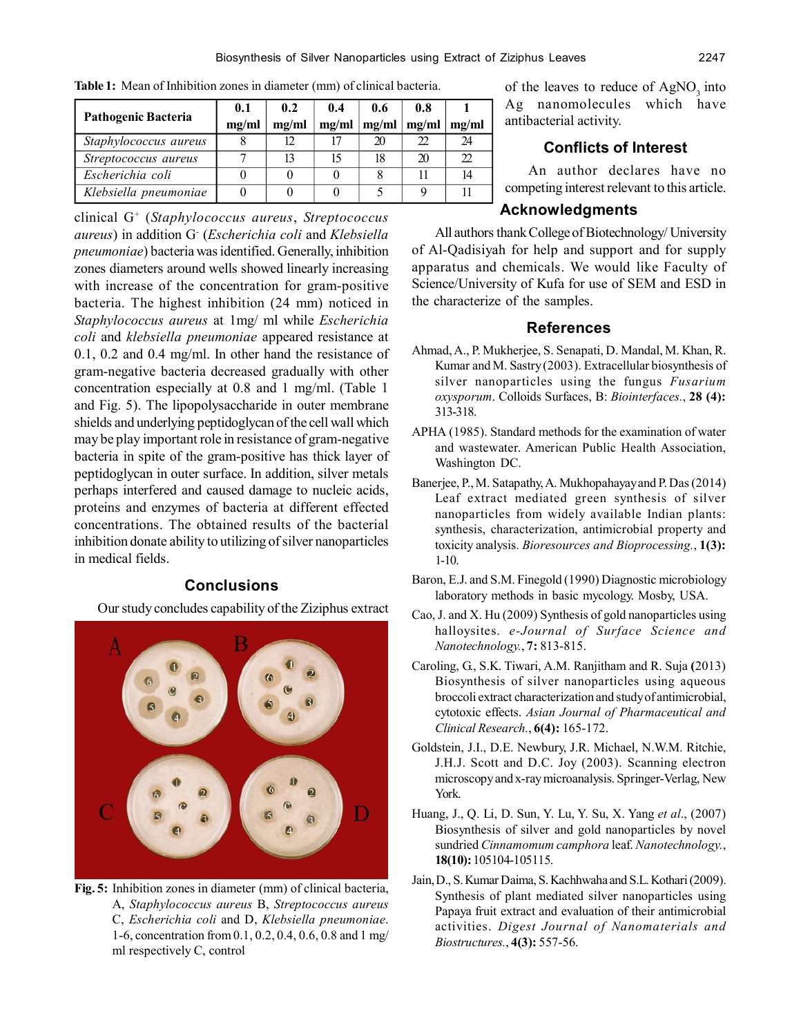**Table 1:** Mean of Inhibition zones in diameter (mm) of clinical bacteria.

| Pathogenic Bacteria | 0.1 mg/ml | 0.2 mg/ml | 0.4 mg/ml | 0.6 mg/ml | 0.8 mg/ml | 1 mg/ml |
|---|---|---|---|---|---|---|
| *Staphylococcus aureus* | 8 | 12 | 17 | 20 | 22 | 24 |
| *Streptococcus aureus* | 7 | 13 | 15 | 18 | 20 | 22 |
| *Escherichia coli* | 0 | 0 | 0 | 8 | 11 | 14 |
| *Klebsiella pneumoniae* | 0 | 0 | 0 | 5 | 9 | 11 |

clinical G$^+$ (*Staphylococcus aureus*, *Streptococcus aureus*) in addition G$^-$ (*Escherichia coli* and *Klebsiella pneumoniae*) bacteria was identified. Generally, inhibition zones diameters around wells showed linearly increasing with increase of the concentration for gram-positive bacteria. The highest inhibition (24 mm) noticed in *Staphylococcus aureus* at 1mg/ ml while *Escherichia coli* and *klebsiella pneumoniae* appeared resistance at 0.1, 0.2 and 0.4 mg/ml. In other hand the resistance of gram-negative bacteria decreased gradually with other concentration especially at 0.8 and 1 mg/ml. (Table 1 and Fig. 5). The lipopolysaccharide in outer membrane shields and underlying peptidoglycan of the cell wall which may be play important role in resistance of gram-negative bacteria in spite of the gram-positive has thick layer of peptidoglycan in outer surface. In addition, silver metals perhaps interfered and caused damage to nucleic acids, proteins and enzymes of bacteria at different effected concentrations. The obtained results of the bacterial inhibition donate ability to utilizing of silver nanoparticles in medical fields.

## Conclusions

Our study concludes capability of the Ziziphus extract of the leaves to reduce of $AgNO_3$ into Ag nanomolecules which have antibacterial activity.

**Fig. 5:** Inhibition zones in diameter (mm) of clinical bacteria, A, *Staphylococcus aureus* B, *Streptococcus aureus* C, *Escherichia coli* and D, *Klebsiella pneumoniae*. 1-6, concentration from 0.1, 0.2, 0.4, 0.6, 0.8 and 1 mg/ ml respectively C, control

## Conflicts of Interest

An author declares have no competing interest relevant to this article.

## Acknowledgments

All authors thank College of Biotechnology/ University of Al-Qadisiyah for help and support and for supply apparatus and chemicals. We would like Faculty of Science/University of Kufa for use of SEM and ESD in the characterize of the samples.

## References

Ahmad, A., P. Mukherjee, S. Senapati, D. Mandal, M. Khan, R. Kumar and M. Sastry (2003). Extracellular biosynthesis of silver nanoparticles using the fungus *Fusarium oxysporum*. Colloids Surfaces, B: *Biointerfaces.*, **28 (4):** 313-318.

APHA (1985). Standard methods for the examination of water and wastewater. American Public Health Association, Washington DC.

Banerjee, P., M. Satapathy, A. Mukhopahayay and P. Das (2014) Leaf extract mediated green synthesis of silver nanoparticles from widely available Indian plants: synthesis, characterization, antimicrobial property and toxicity analysis. *Bioresources and Bioprocessing.*, **1(3):** 1-10.

Baron, E.J. and S.M. Finegold (1990) Diagnostic microbiology laboratory methods in basic mycology. Mosby, USA.

Cao, J. and X. Hu (2009) Synthesis of gold nanoparticles using halloysites. *e-Journal of Surface Science and Nanotechnology.*, **7:** 813-815.

Caroling, G., S.K. Tiwari, A.M. Ranjitham and R. Suja **(**2013) Biosynthesis of silver nanoparticles using aqueous broccoli extract characterization and study of antimicrobial, cytotoxic effects. *Asian Journal of Pharmaceutical and Clinical Research.*, **6(4):** 165-172.

Goldstein, J.I., D.E. Newbury, J.R. Michael, N.W.M. Ritchie, J.H.J. Scott and D.C. Joy (2003). Scanning electron microscopy and x-ray microanalysis. Springer-Verlag, New York.

Huang, J., Q. Li, D. Sun, Y. Lu, Y. Su, X. Yang *et al.*, (2007) Biosynthesis of silver and gold nanoparticles by novel sundried *Cinnamomum camphora* leaf. *Nanotechnology.*, **18(10):** 105104-105115.

Jain, D., S. Kumar Daima, S. Kachhwaha and S.L. Kothari (2009). Synthesis of plant mediated silver nanoparticles using Papaya fruit extract and evaluation of their antimicrobial activities. *Digest Journal of Nanomaterials and Biostructures.*, **4(3):** 557-56.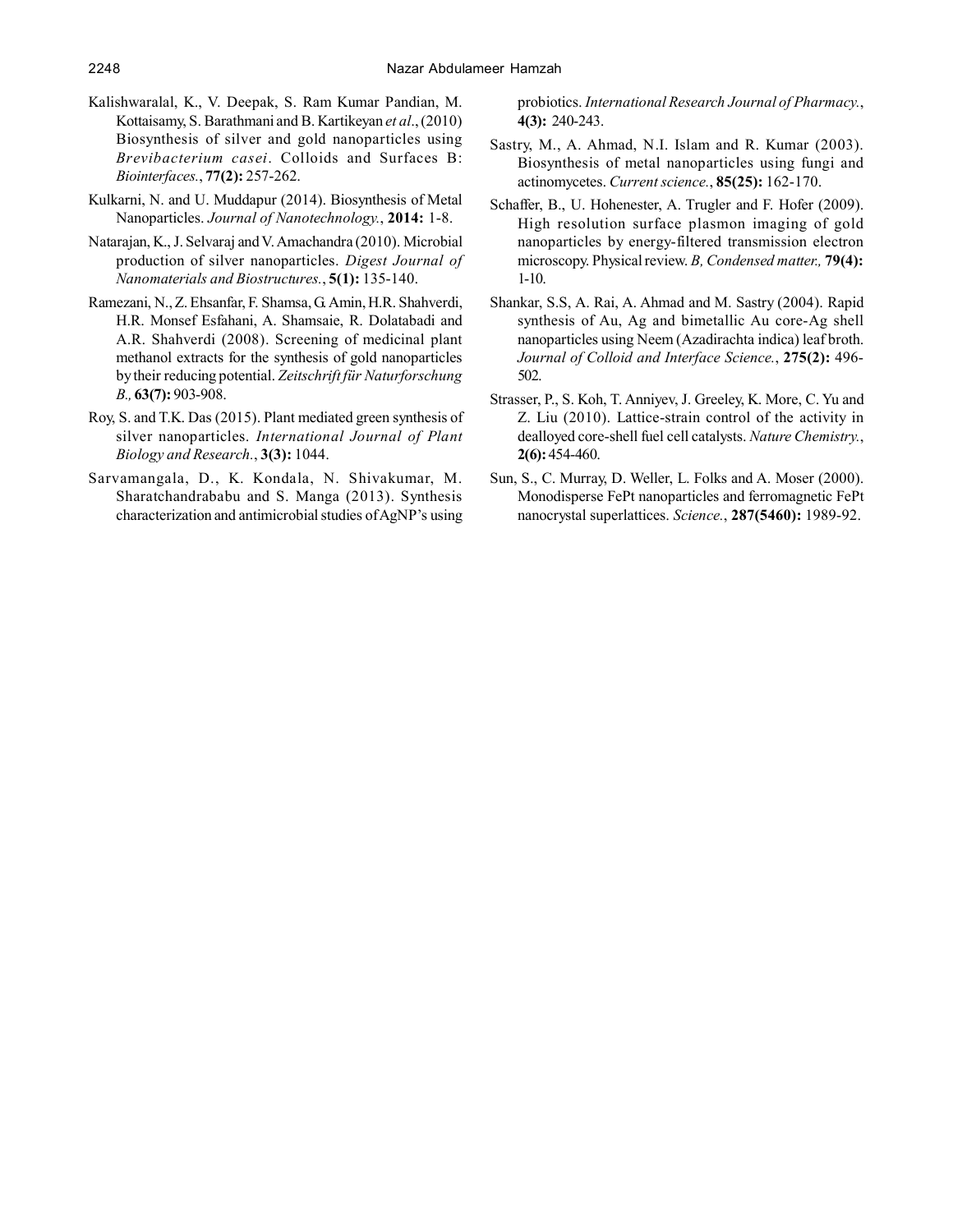Kalishwaralal, K., V. Deepak, S. Ram Kumar Pandian, M. Kottaisamy, S. Barathmani and B. Kartikeyan *et al*., (2010) Biosynthesis of silver and gold nanoparticles using *Brevibacterium casei*. Colloids and Surfaces B: *Biointerfaces.*, **77(2):** 257-262.

Kulkarni, N. and U. Muddapur (2014). Biosynthesis of Metal Nanoparticles. *Journal of Nanotechnology.*, **2014:** 1-8.

Natarajan, K., J. Selvaraj and V. Amachandra (2010). Microbial production of silver nanoparticles. *Digest Journal of Nanomaterials and Biostructures.*, **5(1):** 135-140.

Ramezani, N., Z. Ehsanfar, F. Shamsa, G. Amin, H.R. Shahverdi, H.R. Monsef Esfahani, A. Shamsaie, R. Dolatabadi and A.R. Shahverdi (2008). Screening of medicinal plant methanol extracts for the synthesis of gold nanoparticles by their reducing potential. *Zeitschrift für Naturforschung B.,* **63(7):** 903-908.

Roy, S. and T.K. Das (2015). Plant mediated green synthesis of silver nanoparticles. *International Journal of Plant Biology and Research.*, **3(3):** 1044.

Sarvamangala, D., K. Kondala, N. Shivakumar, M. Sharatchandrababu and S. Manga (2013). Synthesis characterization and antimicrobial studies of AgNP's using probiotics. *International Research Journal of Pharmacy.*, **4(3):** 240-243.

Sastry, M., A. Ahmad, N.I. Islam and R. Kumar (2003). Biosynthesis of metal nanoparticles using fungi and actinomycetes. *Current science.*, **85(25):** 162-170.

Schaffer, B., U. Hohenester, A. Trugler and F. Hofer (2009). High resolution surface plasmon imaging of gold nanoparticles by energy-filtered transmission electron microscopy. Physical review. *B, Condensed matter.,* **79(4):** 1-10.

Shankar, S.S, A. Rai, A. Ahmad and M. Sastry (2004). Rapid synthesis of Au, Ag and bimetallic Au core-Ag shell nanoparticles using Neem (Azadirachta indica) leaf broth. *Journal of Colloid and Interface Science.*, **275(2):** 496-502.

Strasser, P., S. Koh, T. Anniyev, J. Greeley, K. More, C. Yu and Z. Liu (2010). Lattice-strain control of the activity in dealloyed core-shell fuel cell catalysts. *Nature Chemistry.*, **2(6):** 454-460.

Sun, S., C. Murray, D. Weller, L. Folks and A. Moser (2000). Monodisperse FePt nanoparticles and ferromagnetic FePt nanocrystal superlattices. *Science.*, **287(5460):** 1989-92.